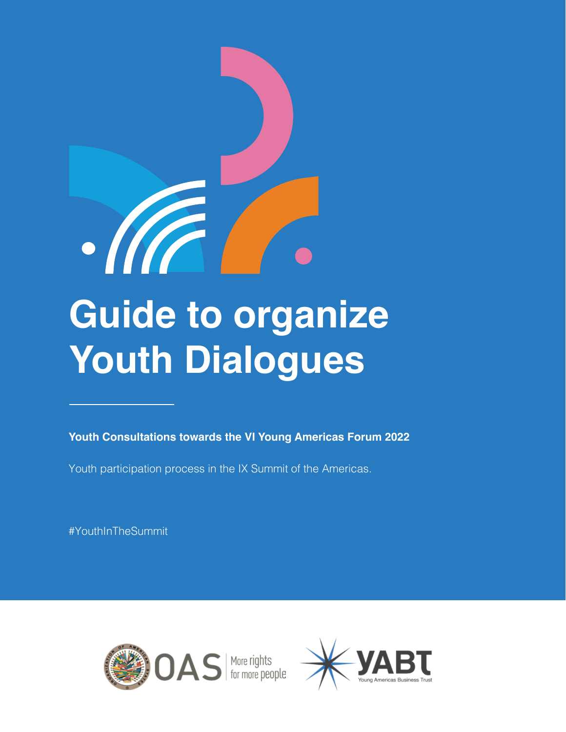# Guide to organize Youth Dialogues

**Youth Consultations towards the VI Young Americas Forum 2022**

Youth participation process in the IX Summit of the Americas.

#YouthInTheSummit

OAS More rights for more people

YABT Young Americas Business Trust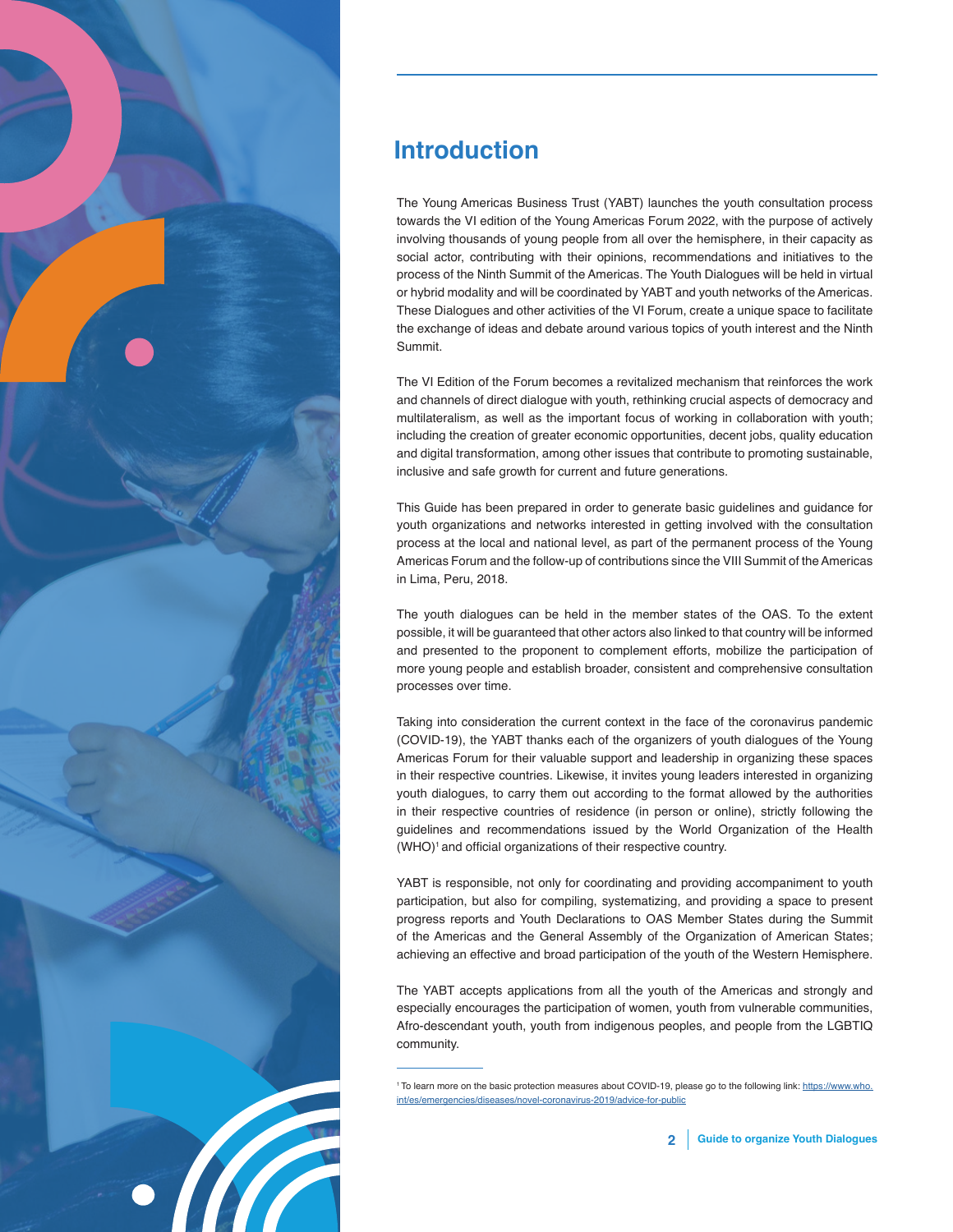# Introduction

The Young Americas Business Trust (YABT) launches the youth consultation process towards the VI edition of the Young Americas Forum 2022, with the purpose of actively involving thousands of young people from all over the hemisphere, in their capacity as social actor, contributing with their opinions, recommendations and initiatives to the process of the Ninth Summit of the Americas. The Youth Dialogues will be held in virtual or hybrid modality and will be coordinated by YABT and youth networks of the Americas. These Dialogues and other activities of the VI Forum, create a unique space to facilitate the exchange of ideas and debate around various topics of youth interest and the Ninth Summit.

The VI Edition of the Forum becomes a revitalized mechanism that reinforces the work and channels of direct dialogue with youth, rethinking crucial aspects of democracy and multilateralism, as well as the important focus of working in collaboration with youth; including the creation of greater economic opportunities, decent jobs, quality education and digital transformation, among other issues that contribute to promoting sustainable, inclusive and safe growth for current and future generations.

This Guide has been prepared in order to generate basic guidelines and guidance for youth organizations and networks interested in getting involved with the consultation process at the local and national level, as part of the permanent process of the Young Americas Forum and the follow-up of contributions since the VIII Summit of the Americas in Lima, Peru, 2018.

The youth dialogues can be held in the member states of the OAS. To the extent possible, it will be guaranteed that other actors also linked to that country will be informed and presented to the proponent to complement efforts, mobilize the participation of more young people and establish broader, consistent and comprehensive consultation processes over time.

Taking into consideration the current context in the face of the coronavirus pandemic (COVID-19), the YABT thanks each of the organizers of youth dialogues of the Young Americas Forum for their valuable support and leadership in organizing these spaces in their respective countries. Likewise, it invites young leaders interested in organizing youth dialogues, to carry them out according to the format allowed by the authorities in their respective countries of residence (in person or online), strictly following the guidelines and recommendations issued by the World Organization of the Health (WHO)[1] and official organizations of their respective country.

YABT is responsible, not only for coordinating and providing accompaniment to youth participation, but also for compiling, systematizing, and providing a space to present progress reports and Youth Declarations to OAS Member States during the Summit of the Americas and the General Assembly of the Organization of American States; achieving an effective and broad participation of the youth of the Western Hemisphere.

The YABT accepts applications from all the youth of the Americas and strongly and especially encourages the participation of women, youth from vulnerable communities, Afro-descendant youth, youth from indigenous peoples, and people from the LGBTIQ community.

---

[1] To learn more on the basic protection measures about COVID-19, please go to the following link: https://www.who.int/es/emergencies/diseases/novel-coronavirus-2019/advice-for-public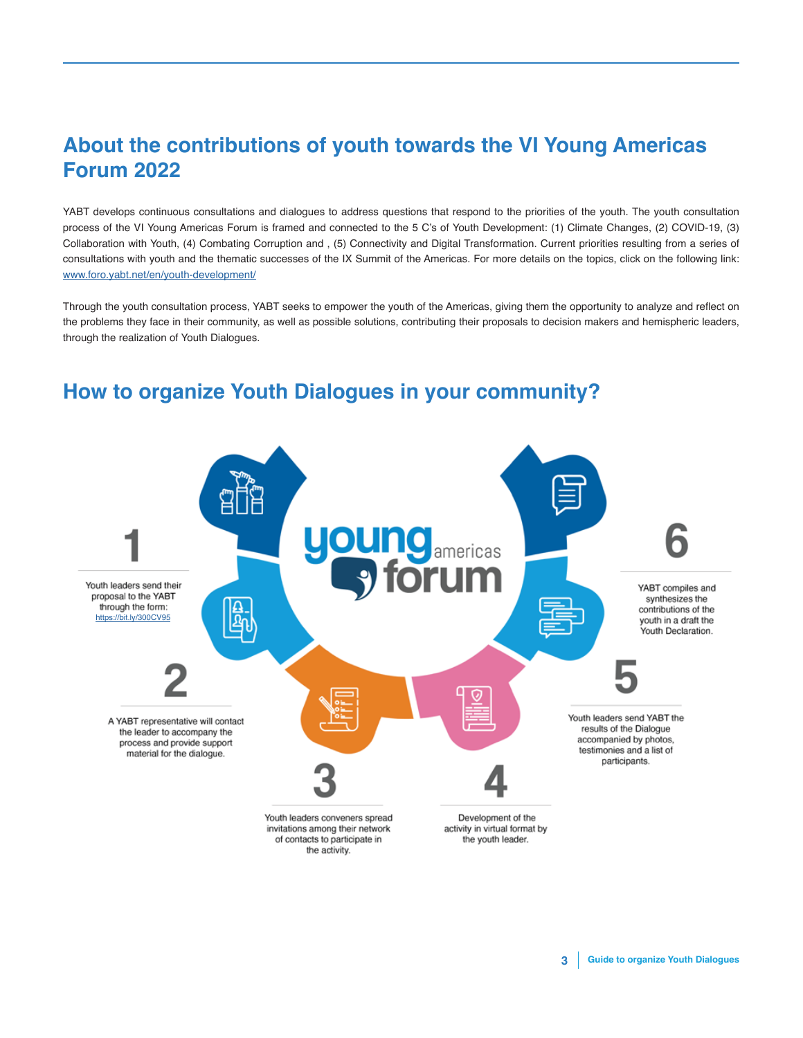## About the contributions of youth towards the VI Young Americas Forum 2022

YABT develops continuous consultations and dialogues to address questions that respond to the priorities of the youth. The youth consultation process of the VI Young Americas Forum is framed and connected to the 5 C's of Youth Development: (1) Climate Changes, (2) COVID-19, (3) Collaboration with Youth, (4) Combating Corruption and , (5) Connectivity and Digital Transformation. Current priorities resulting from a series of consultations with youth and the thematic successes of the IX Summit of the Americas. For more details on the topics, click on the following link: [www.foro.yabt.net/en/youth-development/](www.foro.yabt.net/en/youth-development/)

Through the youth consultation process, YABT seeks to empower the youth of the Americas, giving them the opportunity to analyze and reflect on the problems they face in their community, as well as possible solutions, contributing their proposals to decision makers and hemispheric leaders, through the realization of Youth Dialogues.

## How to organize Youth Dialogues in your community?

young americas forum

**1**

Youth leaders send their proposal to the YABT through the form: [https://bit.ly/300CV95](https://bit.ly/300CV95)

**2**

A YABT representative will contact the leader to accompany the process and provide support material for the dialogue.

**3**

Youth leaders conveners spread invitations among their network of contacts to participate in the activity.

**4**

Development of the activity in virtual format by the youth leader.

**5**

Youth leaders send YABT the results of the Dialogue accompanied by photos, testimonies and a list of participants.

**6**

YABT compiles and synthesizes the contributions of the youth in a draft the Youth Declaration.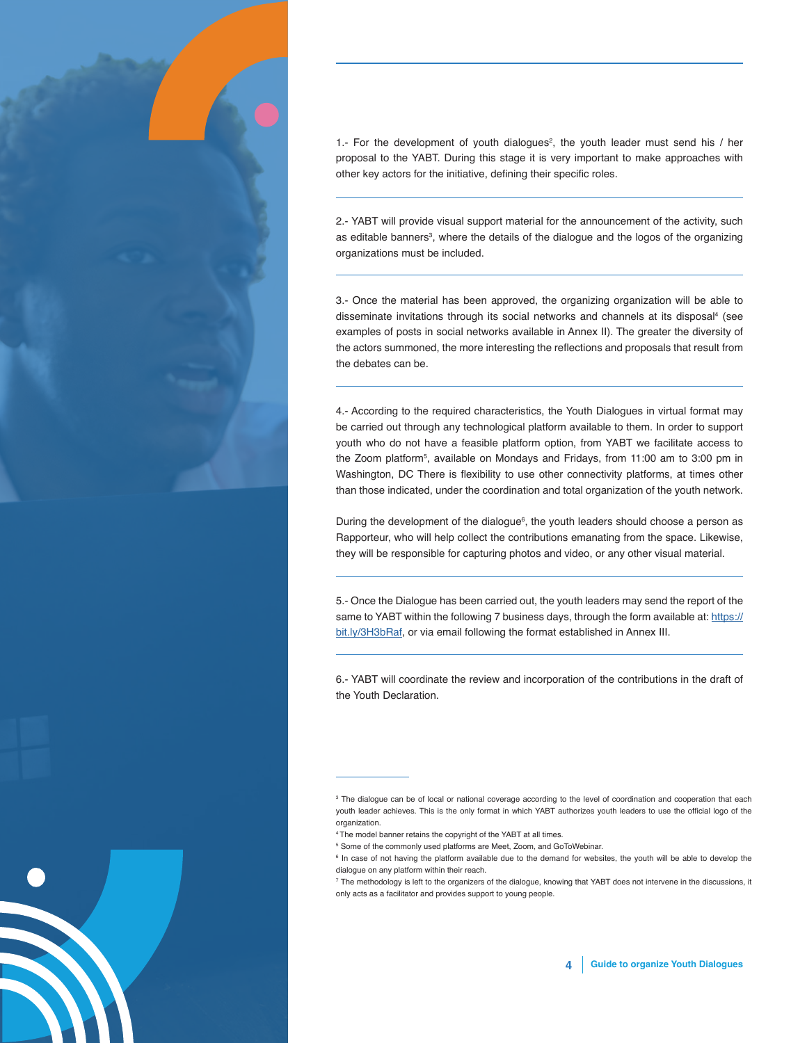1.- For the development of youth dialogues[2], the youth leader must send his / her proposal to the YABT. During this stage it is very important to make approaches with other key actors for the initiative, defining their specific roles.

---

2.- YABT will provide visual support material for the announcement of the activity, such as editable banners[3], where the details of the dialogue and the logos of the organizing organizations must be included.

---

3.- Once the material has been approved, the organizing organization will be able to disseminate invitations through its social networks and channels at its disposal[4] (see examples of posts in social networks available in Annex II). The greater the diversity of the actors summoned, the more interesting the reflections and proposals that result from the debates can be.

---

4.- According to the required characteristics, the Youth Dialogues in virtual format may be carried out through any technological platform available to them. In order to support youth who do not have a feasible platform option, from YABT we facilitate access to the Zoom platform[5], available on Mondays and Fridays, from 11:00 am to 3:00 pm in Washington, DC There is flexibility to use other connectivity platforms, at times other than those indicated, under the coordination and total organization of the youth network.

During the development of the dialogue[6], the youth leaders should choose a person as Rapporteur, who will help collect the contributions emanating from the space. Likewise, they will be responsible for capturing photos and video, or any other visual material.

---

5.- Once the Dialogue has been carried out, the youth leaders may send the report of the same to YABT within the following 7 business days, through the form available at: [https://bit.ly/3H3bRaf](https://bit.ly/3H3bRaf), or via email following the format established in Annex III.

---

6.- YABT will coordinate the review and incorporation of the contributions in the draft of the Youth Declaration.

---

[3] The dialogue can be of local or national coverage according to the level of coordination and cooperation that each youth leader achieves. This is the only format in which YABT authorizes youth leaders to use the official logo of the organization.

[4] The model banner retains the copyright of the YABT at all times.

[5] Some of the commonly used platforms are Meet, Zoom, and GoToWebinar.

[6] In case of not having the platform available due to the demand for websites, the youth will be able to develop the dialogue on any platform within their reach.

[7] The methodology is left to the organizers of the dialogue, knowing that YABT does not intervene in the discussions, it only acts as a facilitator and provides support to young people.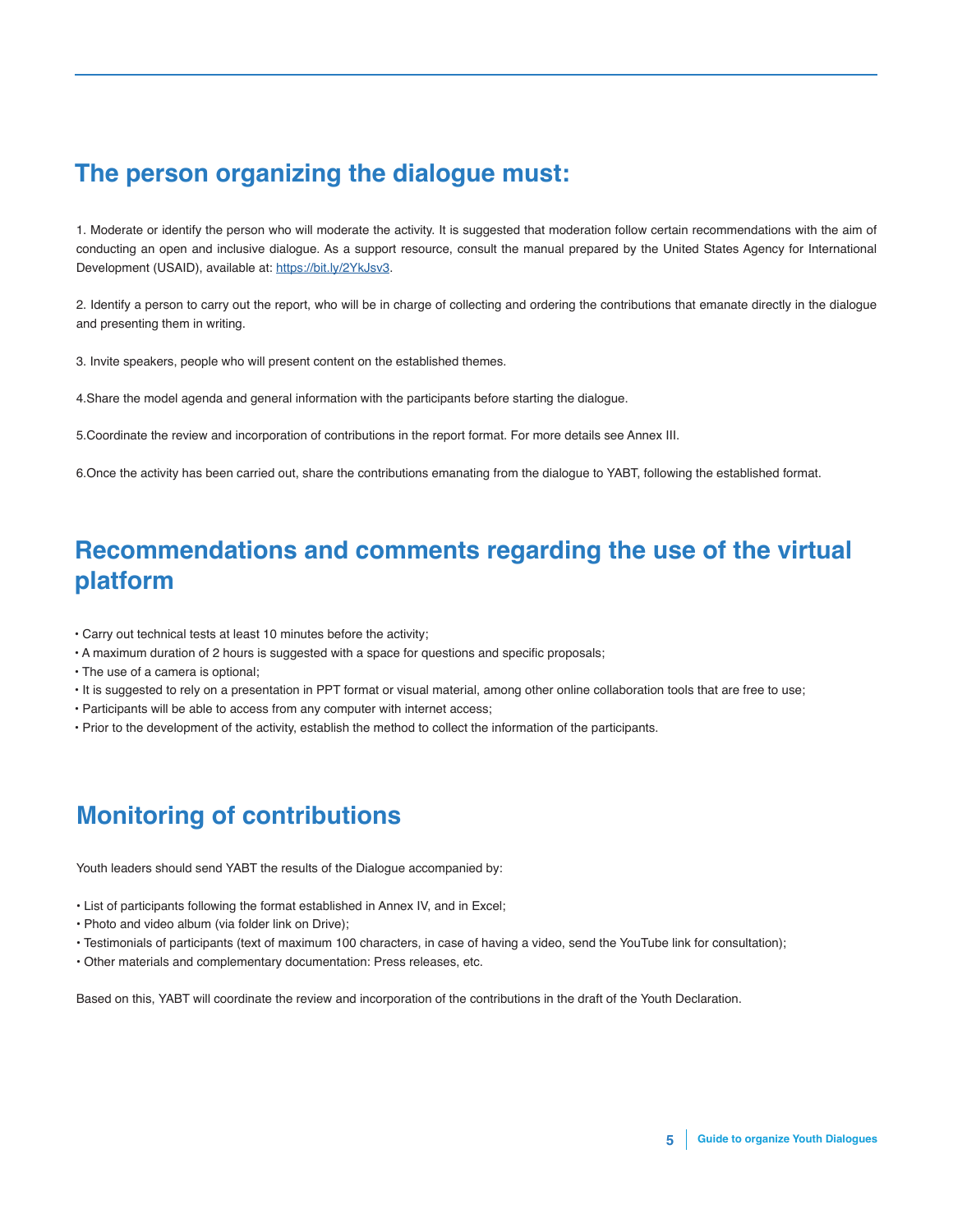## The person organizing the dialogue must:

1. Moderate or identify the person who will moderate the activity. It is suggested that moderation follow certain recommendations with the aim of conducting an open and inclusive dialogue. As a support resource, consult the manual prepared by the United States Agency for International Development (USAID), available at: https://bit.ly/2YkJsv3.

2. Identify a person to carry out the report, who will be in charge of collecting and ordering the contributions that emanate directly in the dialogue and presenting them in writing.

3. Invite speakers, people who will present content on the established themes.

4.Share the model agenda and general information with the participants before starting the dialogue.

5.Coordinate the review and incorporation of contributions in the report format. For more details see Annex III.

6.Once the activity has been carried out, share the contributions emanating from the dialogue to YABT, following the established format.

## Recommendations and comments regarding the use of the virtual platform

- Carry out technical tests at least 10 minutes before the activity;
- A maximum duration of 2 hours is suggested with a space for questions and specific proposals;
- The use of a camera is optional;
- It is suggested to rely on a presentation in PPT format or visual material, among other online collaboration tools that are free to use;
- Participants will be able to access from any computer with internet access;
- Prior to the development of the activity, establish the method to collect the information of the participants.

## Monitoring of contributions

Youth leaders should send YABT the results of the Dialogue accompanied by:

- List of participants following the format established in Annex IV, and in Excel;
- Photo and video album (via folder link on Drive);
- Testimonials of participants (text of maximum 100 characters, in case of having a video, send the YouTube link for consultation);
- Other materials and complementary documentation: Press releases, etc.

Based on this, YABT will coordinate the review and incorporation of the contributions in the draft of the Youth Declaration.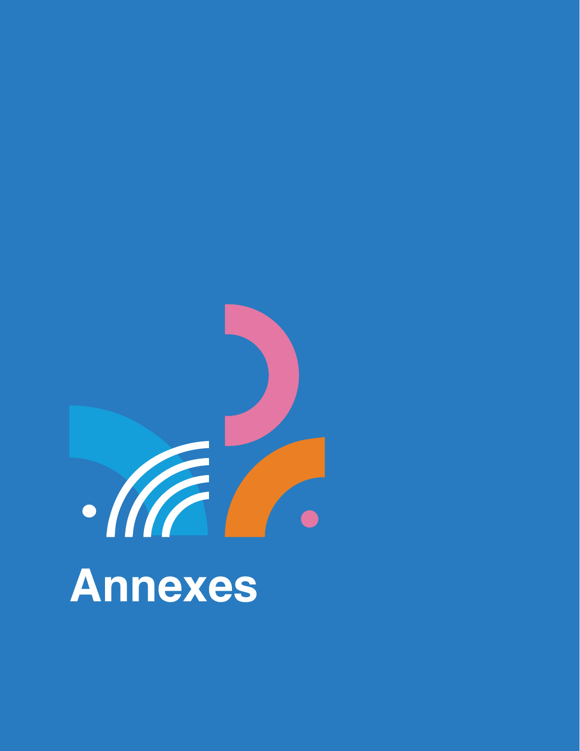# Annexes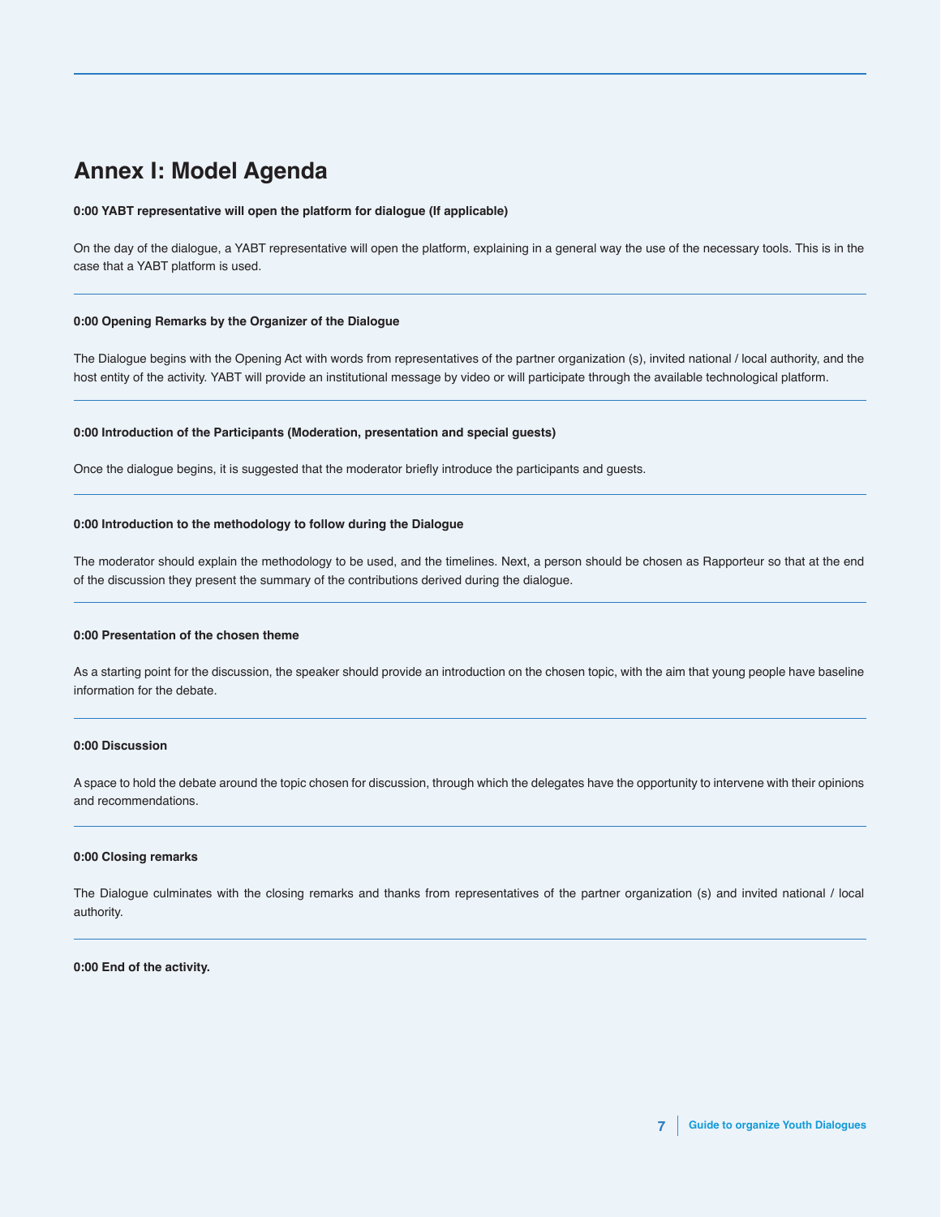## Annex I: Model Agenda

**0:00 YABT representative will open the platform for dialogue (If applicable)**

On the day of the dialogue, a YABT representative will open the platform, explaining in a general way the use of the necessary tools. This is in the case that a YABT platform is used.

---

**0:00 Opening Remarks by the Organizer of the Dialogue**

The Dialogue begins with the Opening Act with words from representatives of the partner organization (s), invited national / local authority, and the host entity of the activity. YABT will provide an institutional message by video or will participate through the available technological platform.

---

**0:00 Introduction of the Participants (Moderation, presentation and special guests)**

Once the dialogue begins, it is suggested that the moderator briefly introduce the participants and guests.

---

**0:00 Introduction to the methodology to follow during the Dialogue**

The moderator should explain the methodology to be used, and the timelines. Next, a person should be chosen as Rapporteur so that at the end of the discussion they present the summary of the contributions derived during the dialogue.

---

**0:00 Presentation of the chosen theme**

As a starting point for the discussion, the speaker should provide an introduction on the chosen topic, with the aim that young people have baseline information for the debate.

---

**0:00 Discussion**

A space to hold the debate around the topic chosen for discussion, through which the delegates have the opportunity to intervene with their opinions and recommendations.

---

**0:00 Closing remarks**

The Dialogue culminates with the closing remarks and thanks from representatives of the partner organization (s) and invited national / local authority.

---

**0:00 End of the activity.**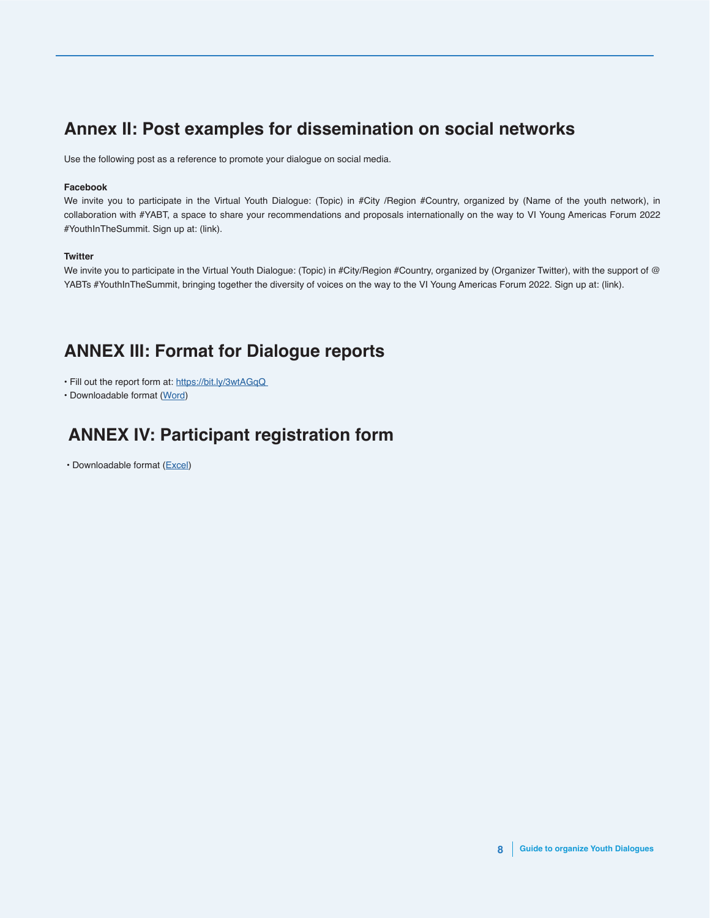## Annex II: Post examples for dissemination on social networks

Use the following post as a reference to promote your dialogue on social media.

**Facebook**

We invite you to participate in the Virtual Youth Dialogue: (Topic) in #City /Region #Country, organized by (Name of the youth network), in collaboration with #YABT, a space to share your recommendations and proposals internationally on the way to VI Young Americas Forum 2022 #YouthInTheSummit. Sign up at: (link).

**Twitter**

We invite you to participate in the Virtual Youth Dialogue: (Topic) in #City/Region #Country, organized by (Organizer Twitter), with the support of @ YABTs #YouthInTheSummit, bringing together the diversity of voices on the way to the VI Young Americas Forum 2022. Sign up at: (link).

## ANNEX III: Format for Dialogue reports

- Fill out the report form at: https://bit.ly/3wtAGqQ
- Downloadable format (Word)

## ANNEX IV: Participant registration form

- Downloadable format (Excel)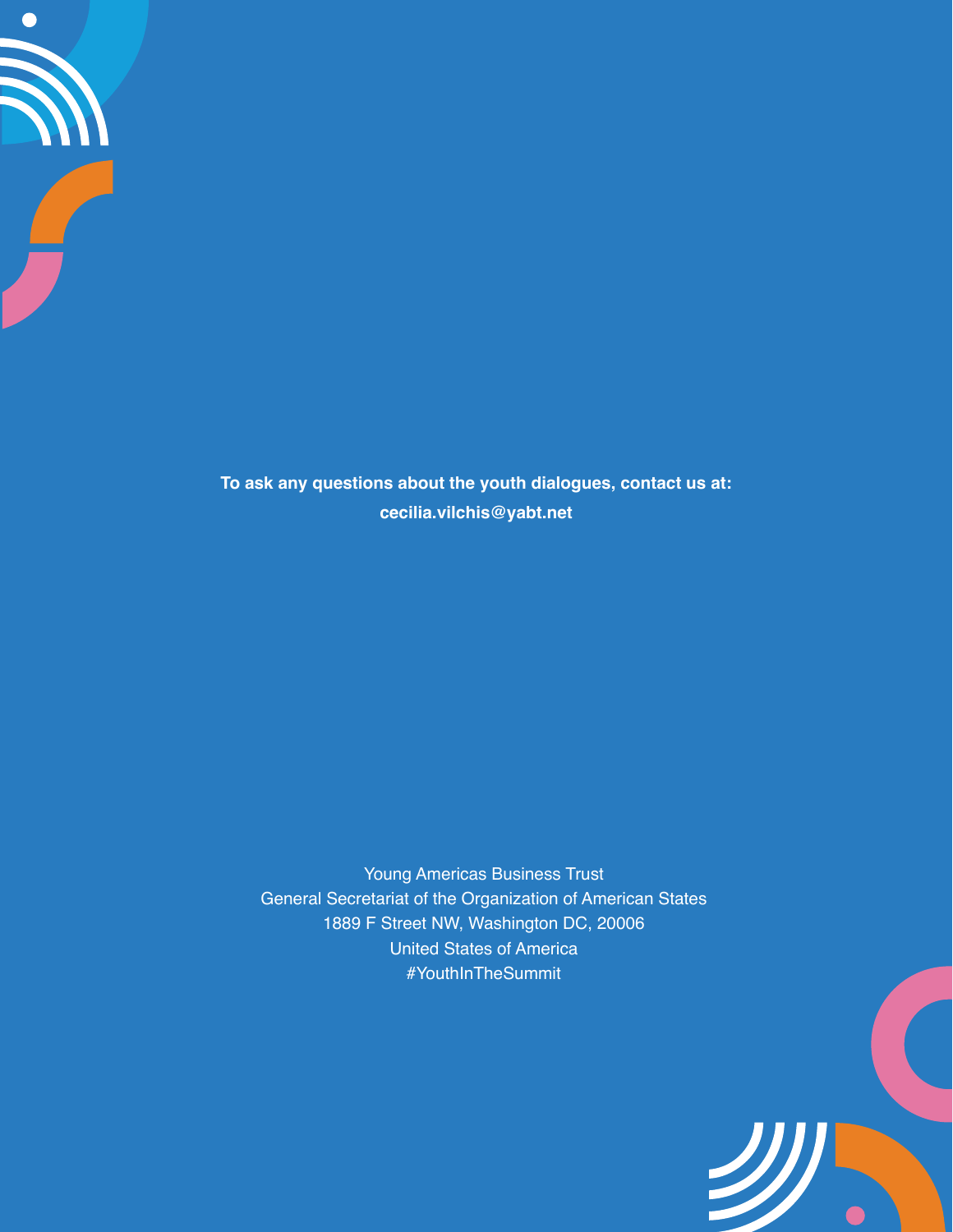**To ask any questions about the youth dialogues, contact us at:**
**cecilia.vilchis@yabt.net**

Young Americas Business Trust
General Secretariat of the Organization of American States
1889 F Street NW, Washington DC, 20006
United States of America
#YouthInTheSummit